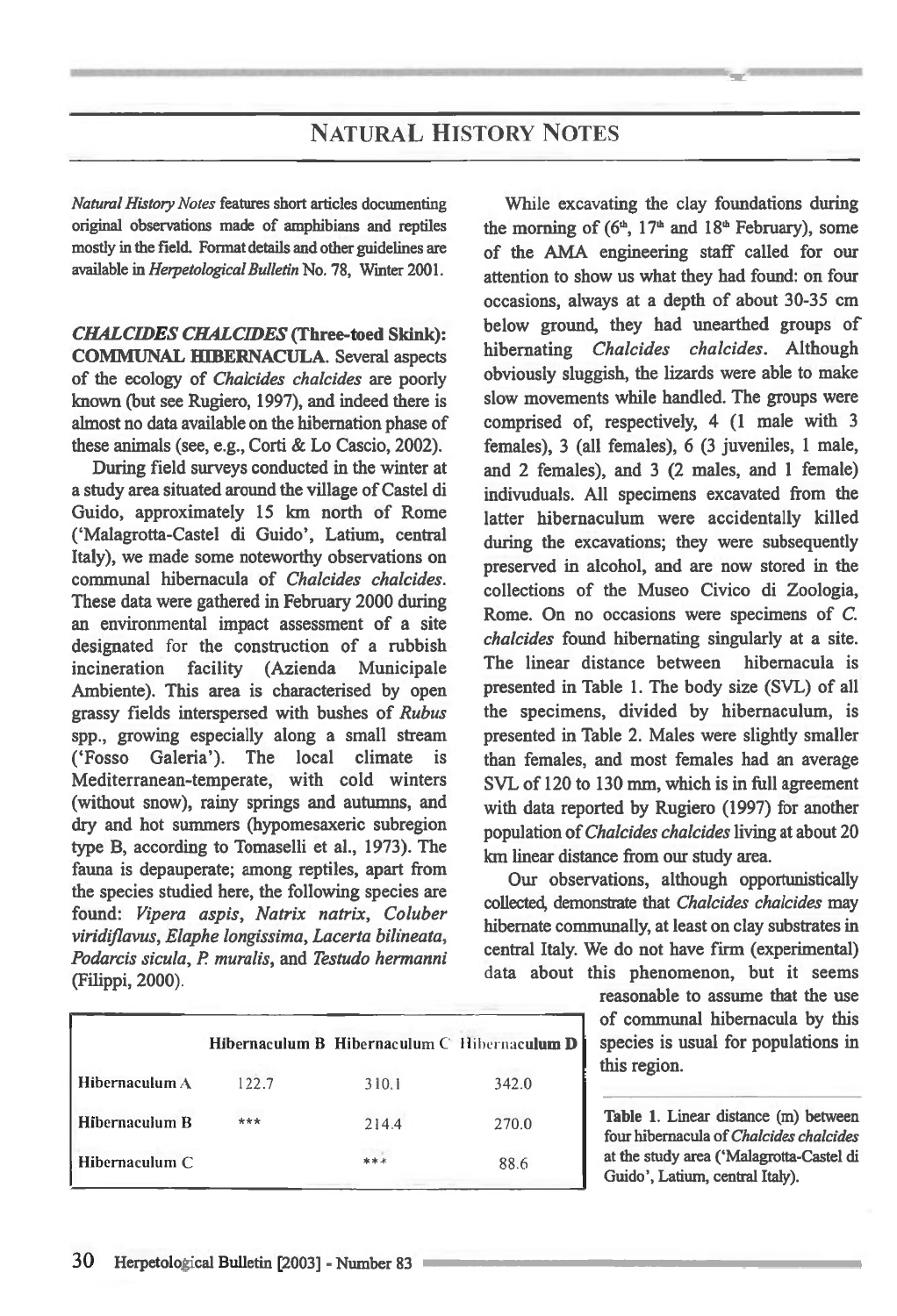# NATURAL HISTORY NOTES

*Natural History Notes* features short articles documenting original observations made of amphibians and reptiles mostly in the field. Format details and other guidelines are available in *Herpetological Bulletin* No. 78, Winter 2001.

***CHALCIDES CHALCIDES*** **(Three-toed Skink): COMMUNAL HIBERNACULA.** Several aspects of the ecology of *Chalcides chalcides* are poorly known (but see Rugiero, 1997), and indeed there is almost no data available on the hibernation phase of these animals (see, e.g., Corti & Lo Cascio, 2002).

During field surveys conducted in the winter at a study area situated around the village of Castel di Guido, approximately 15 km north of Rome ('Malagrotta-Castel di Guido', Latium, central Italy), we made some noteworthy observations on communal hibernacula of *Chalcides chalcides*. These data were gathered in February 2000 during an environmental impact assessment of a site designated for the construction of a rubbish incineration facility (Azienda Municipale Ambiente). This area is characterised by open grassy fields interspersed with bushes of *Rubus* spp., growing especially along a small stream ('Fosso Galeria'). The local climate is Mediterranean-temperate, with cold winters (without snow), rainy springs and autumns, and dry and hot summers (hypomesaxeric subregion type B, according to Tomaselli et al., 1973). The fauna is depauperate; among reptiles, apart from the species studied here, the following species are found: *Vipera aspis*, *Natrix natrix*, *Coluber viridiflavus*, *Elaphe longissima*, *Lacerta bilineata*, *Podarcis sicula*, *P. muralis*, and *Testudo hermanni* (Filippi, 2000).

While excavating the clay foundations during the morning of (6th, 17th and 18th February), some of the AMA engineering staff called for our attention to show us what they had found: on four occasions, always at a depth of about 30-35 cm below ground, they had unearthed groups of hibernating *Chalcides chalcides*. Although obviously sluggish, the lizards were able to make slow movements while handled. The groups were comprised of, respectively, 4 (1 male with 3 females), 3 (all females), 6 (3 juveniles, 1 male, and 2 females), and 3 (2 males, and 1 female) indivuduals. All specimens excavated from the latter hibernaculum were accidentally killed during the excavations; they were subsequently preserved in alcohol, and are now stored in the collections of the Museo Civico di Zoologia, Rome. On no occasions were specimens of *C. chalcides* found hibernating singularly at a site. The linear distance between hibernacula is presented in Table 1. The body size (SVL) of all the specimens, divided by hibernaculum, is presented in Table 2. Males were slightly smaller than females, and most females had an average SVL of 120 to 130 mm, which is in full agreement with data reported by Rugiero (1997) for another population of *Chalcides chalcides* living at about 20 km linear distance from our study area.

Our observations, although opportunistically collected, demonstrate that *Chalcides chalcides* may hibernate communally, at least on clay substrates in central Italy. We do not have firm (experimental) data about this phenomenon, but it seems reasonable to assume that the use of communal hibernacula by this species is usual for populations in this region.

| | Hibernaculum B | Hibernaculum C | Hibernaculum D |
|---|---|---|---|
| Hibernaculum A | 122.7 | 310.1 | 342.0 |
| Hibernaculum B | *** | 214.4 | 270.0 |
| Hibernaculum C | | *** | 88.6 |

**Table 1.** Linear distance (m) between four hibernacula of *Chalcides chalcides* at the study area ('Malagrotta-Castel di Guido', Latium, central Italy).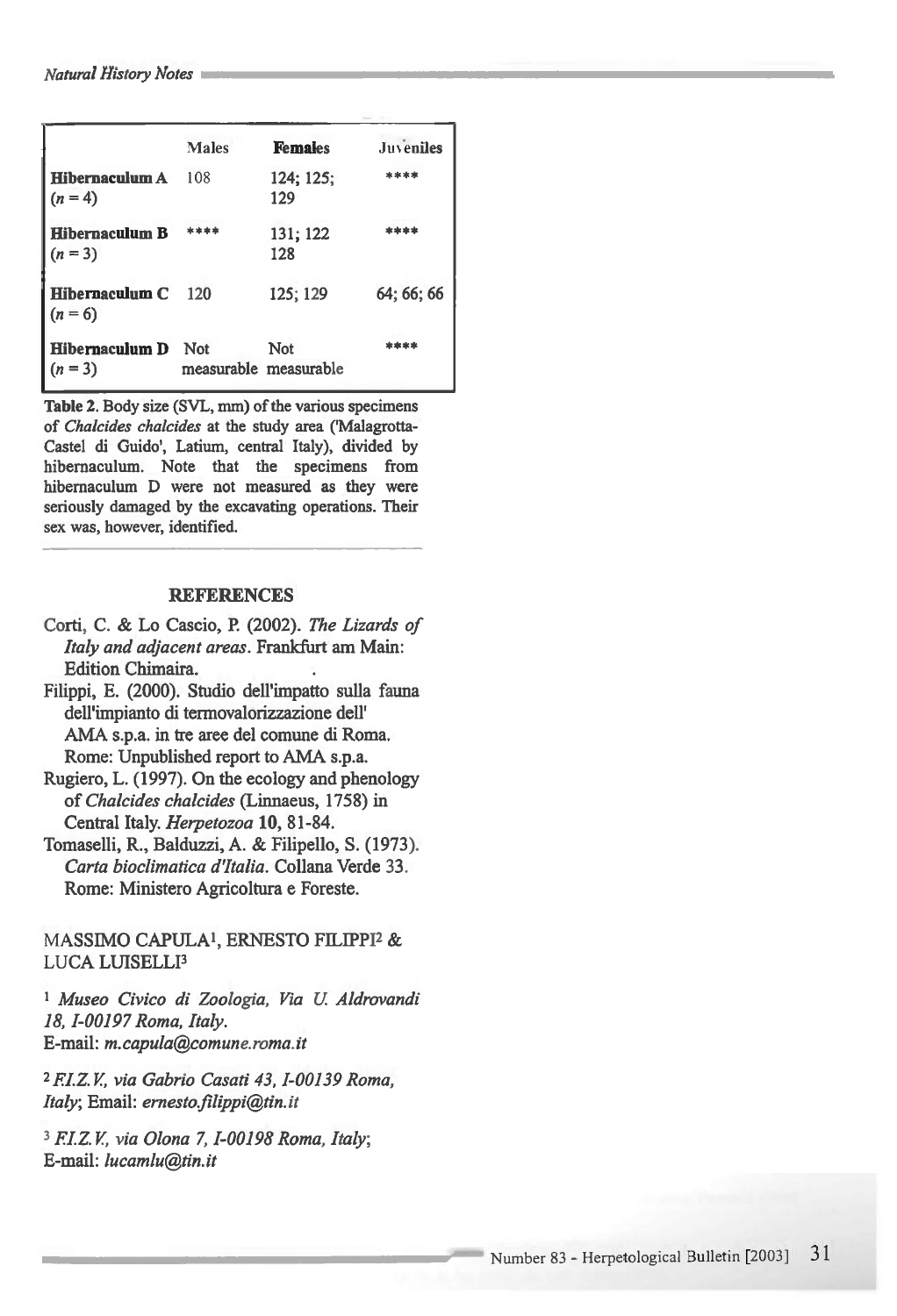| | Males | Females | Juveniles |
|---|---|---|---|
| **Hibernaculum A** ($n = 4$) | 108 | 124; 125; 129 | **** |
| **Hibernaculum B** ($n = 3$) | **** | 131; 122 128 | **** |
| **Hibernaculum C** ($n = 6$) | 120 | 125; 129 | 64; 66; 66 |
| **Hibernaculum D** ($n = 3$) | Not measurable | Not measurable | **** |

**Table 2.** Body size (SVL, mm) of the various specimens of *Chalcides chalcides* at the study area ('Malagrotta-Castel di Guido', Latium, central Italy), divided by hibernaculum. Note that the specimens from hibernaculum D were not measured as they were seriously damaged by the excavating operations. Their sex was, however, identified.

## REFERENCES

Corti, C. & Lo Cascio, P. (2002). *The Lizards of Italy and adjacent areas*. Frankfurt am Main: Edition Chimaira.

Filippi, E. (2000). Studio dell'impatto sulla fauna dell'impianto di termovalorizzazione dell' AMA s.p.a. in tre aree del comune di Roma. Rome: Unpublished report to AMA s.p.a.

Rugiero, L. (1997). On the ecology and phenology of *Chalcides chalcides* (Linnaeus, 1758) in Central Italy. *Herpetozoa* **10**, 81-84.

Tomaselli, R., Balduzzi, A. & Filipello, S. (1973). *Carta bioclimatica d'Italia*. Collana Verde 33. Rome: Ministero Agricoltura e Foreste.

MASSIMO CAPULA[1], ERNESTO FILIPPI[2] & LUCA LUISELLI[3]

[1] *Museo Civico di Zoologia, Via U. Aldrovandi 18, I-00197 Roma, Italy.* E-mail: *m.capula@comune.roma.it*

[2] *F.I.Z.V., via Gabrio Casati 43, I-00139 Roma, Italy*; Email: *ernesto.filippi@tin.it*

[3] *F.I.Z.V., via Olona 7, I-00198 Roma, Italy*; E-mail: *lucamlu@tin.it*